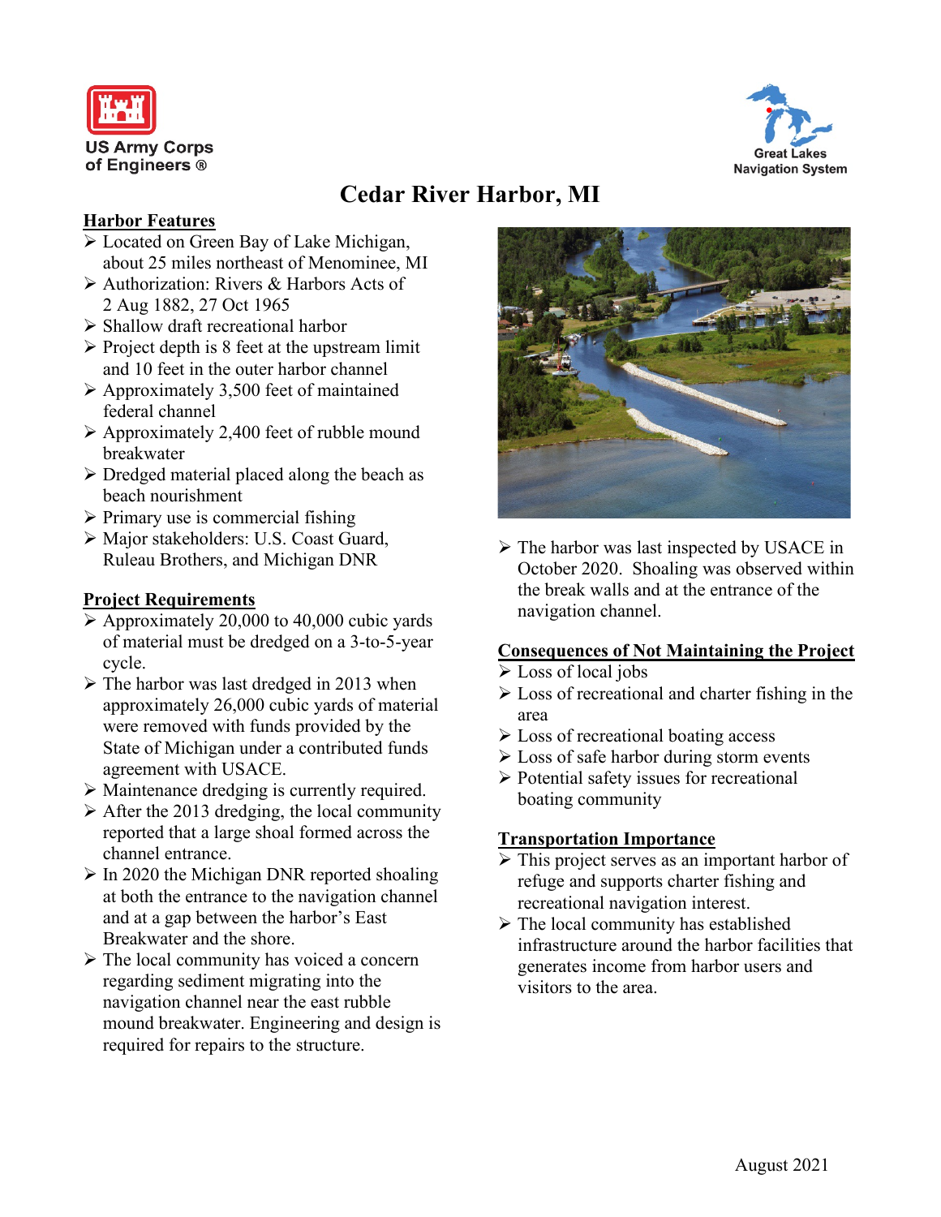US Army Corps of Engineers ®

Great Lakes Navigation System

# Cedar River Harbor, MI

## Harbor Features

- Located on Green Bay of Lake Michigan, about 25 miles northeast of Menominee, MI
- Authorization: Rivers & Harbors Acts of 2 Aug 1882, 27 Oct 1965
- Shallow draft recreational harbor
- Project depth is 8 feet at the upstream limit and 10 feet in the outer harbor channel
- Approximately 3,500 feet of maintained federal channel
- Approximately 2,400 feet of rubble mound breakwater
- Dredged material placed along the beach as beach nourishment
- Primary use is commercial fishing
- Major stakeholders: U.S. Coast Guard, Ruleau Brothers, and Michigan DNR

## Project Requirements

- Approximately 20,000 to 40,000 cubic yards of material must be dredged on a 3-to-5-year cycle.
- The harbor was last dredged in 2013 when approximately 26,000 cubic yards of material were removed with funds provided by the State of Michigan under a contributed funds agreement with USACE.
- Maintenance dredging is currently required.
- After the 2013 dredging, the local community reported that a large shoal formed across the channel entrance.
- In 2020 the Michigan DNR reported shoaling at both the entrance to the navigation channel and at a gap between the harbor's East Breakwater and the shore.
- The local community has voiced a concern regarding sediment migrating into the navigation channel near the east rubble mound breakwater. Engineering and design is required for repairs to the structure.
- The harbor was last inspected by USACE in October 2020. Shoaling was observed within the break walls and at the entrance of the navigation channel.

## Consequences of Not Maintaining the Project

- Loss of local jobs
- Loss of recreational and charter fishing in the area
- Loss of recreational boating access
- Loss of safe harbor during storm events
- Potential safety issues for recreational boating community

## Transportation Importance

- This project serves as an important harbor of refuge and supports charter fishing and recreational navigation interest.
- The local community has established infrastructure around the harbor facilities that generates income from harbor users and visitors to the area.

August 2021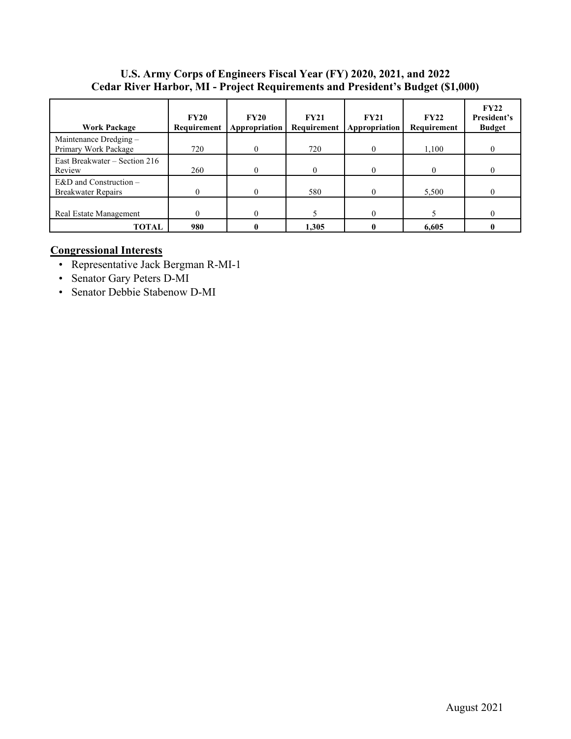**U.S. Army Corps of Engineers Fiscal Year (FY) 2020, 2021, and 2022**
**Cedar River Harbor, MI - Project Requirements and President's Budget ($1,000)**

| Work Package | FY20 Requirement | FY20 Appropriation | FY21 Requirement | FY21 Appropriation | FY22 Requirement | FY22 President's Budget |
|---|---|---|---|---|---|---|
| Maintenance Dredging – Primary Work Package | 720 | 0 | 720 | 0 | 1,100 | 0 |
| East Breakwater – Section 216 Review | 260 | 0 | 0 | 0 | 0 | 0 |
| E&D and Construction – Breakwater Repairs | 0 | 0 | 580 | 0 | 5,500 | 0 |
| Real Estate Management | 0 | 0 | 5 | 0 | 5 | 0 |
| **TOTAL** | **980** | **0** | **1,305** | **0** | **6,605** | **0** |

## Congressional Interests

- Representative Jack Bergman R-MI-1
- Senator Gary Peters D-MI
- Senator Debbie Stabenow D-MI

August 2021